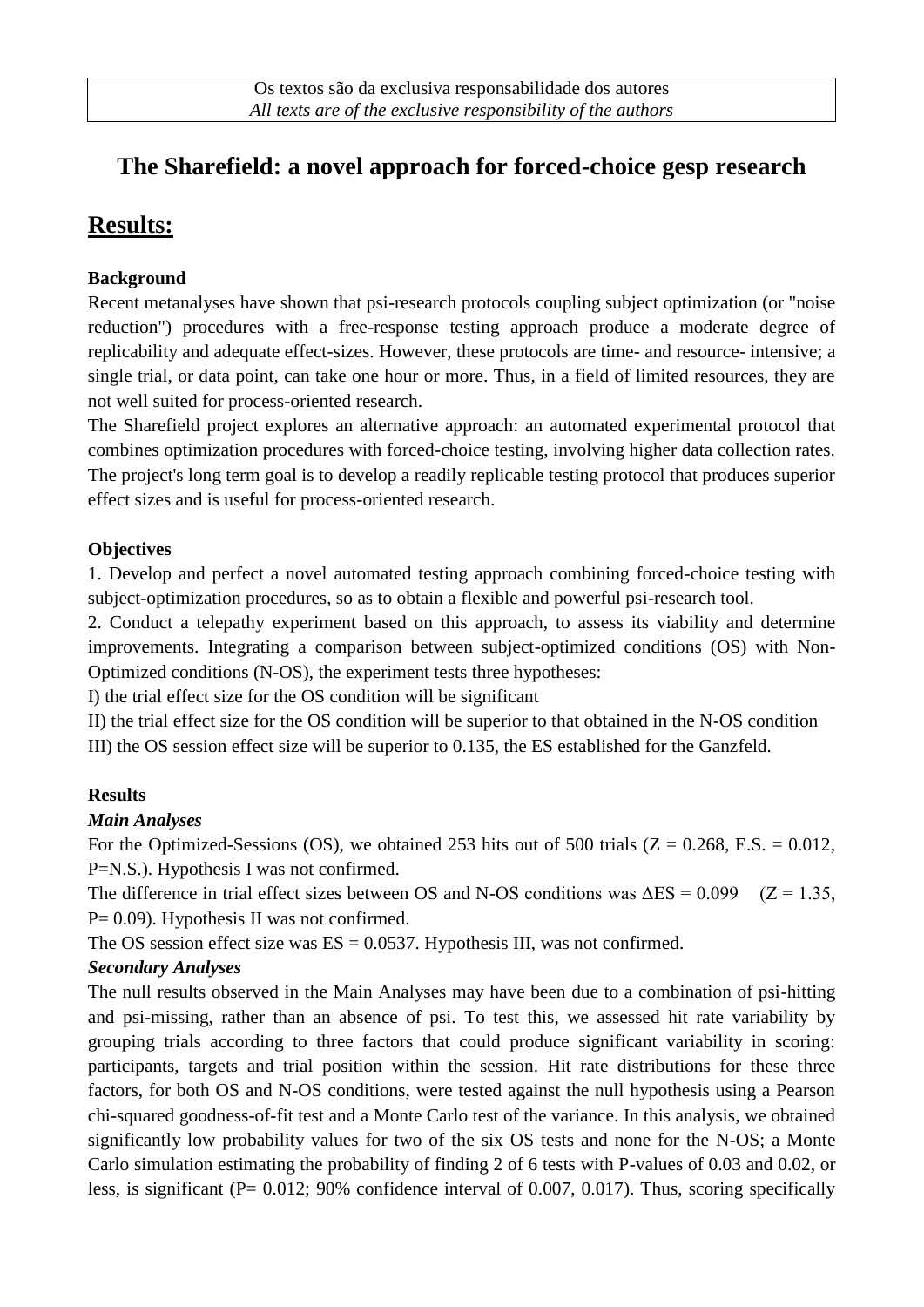Os textos são da exclusiva responsabilidade dos autores
*All texts are of the exclusive responsibility of the authors*

# The Sharefield: a novel approach for forced-choice gesp research

## Results:

### Background

Recent metanalyses have shown that psi-research protocols coupling subject optimization (or "noise reduction") procedures with a free-response testing approach produce a moderate degree of replicability and adequate effect-sizes. However, these protocols are time- and resource- intensive; a single trial, or data point, can take one hour or more. Thus, in a field of limited resources, they are not well suited for process-oriented research.

The Sharefield project explores an alternative approach: an automated experimental protocol that combines optimization procedures with forced-choice testing, involving higher data collection rates. The project's long term goal is to develop a readily replicable testing protocol that produces superior effect sizes and is useful for process-oriented research.

### Objectives

1. Develop and perfect a novel automated testing approach combining forced-choice testing with subject-optimization procedures, so as to obtain a flexible and powerful psi-research tool.
2. Conduct a telepathy experiment based on this approach, to assess its viability and determine improvements. Integrating a comparison between subject-optimized conditions (OS) with Non-Optimized conditions (N-OS), the experiment tests three hypotheses:

I) the trial effect size for the OS condition will be significant

II) the trial effect size for the OS condition will be superior to that obtained in the N-OS condition

III) the OS session effect size will be superior to 0.135, the ES established for the Ganzfeld.

### Results

#### *Main Analyses*

For the Optimized-Sessions (OS), we obtained 253 hits out of 500 trials ($Z = 0.268$, E.S. = 0.012, P=N.S.). Hypothesis I was not confirmed.

The difference in trial effect sizes between OS and N-OS conditions was $\Delta ES = 0.099$ ($Z = 1.35$, $P = 0.09$). Hypothesis II was not confirmed.

The OS session effect size was $ES = 0.0537$. Hypothesis III, was not confirmed.

#### *Secondary Analyses*

The null results observed in the Main Analyses may have been due to a combination of psi-hitting and psi-missing, rather than an absence of psi. To test this, we assessed hit rate variability by grouping trials according to three factors that could produce significant variability in scoring: participants, targets and trial position within the session. Hit rate distributions for these three factors, for both OS and N-OS conditions, were tested against the null hypothesis using a Pearson chi-squared goodness-of-fit test and a Monte Carlo test of the variance. In this analysis, we obtained significantly low probability values for two of the six OS tests and none for the N-OS; a Monte Carlo simulation estimating the probability of finding 2 of 6 tests with P-values of 0.03 and 0.02, or less, is significant ($P = 0.012$; 90% confidence interval of 0.007, 0.017). Thus, scoring specifically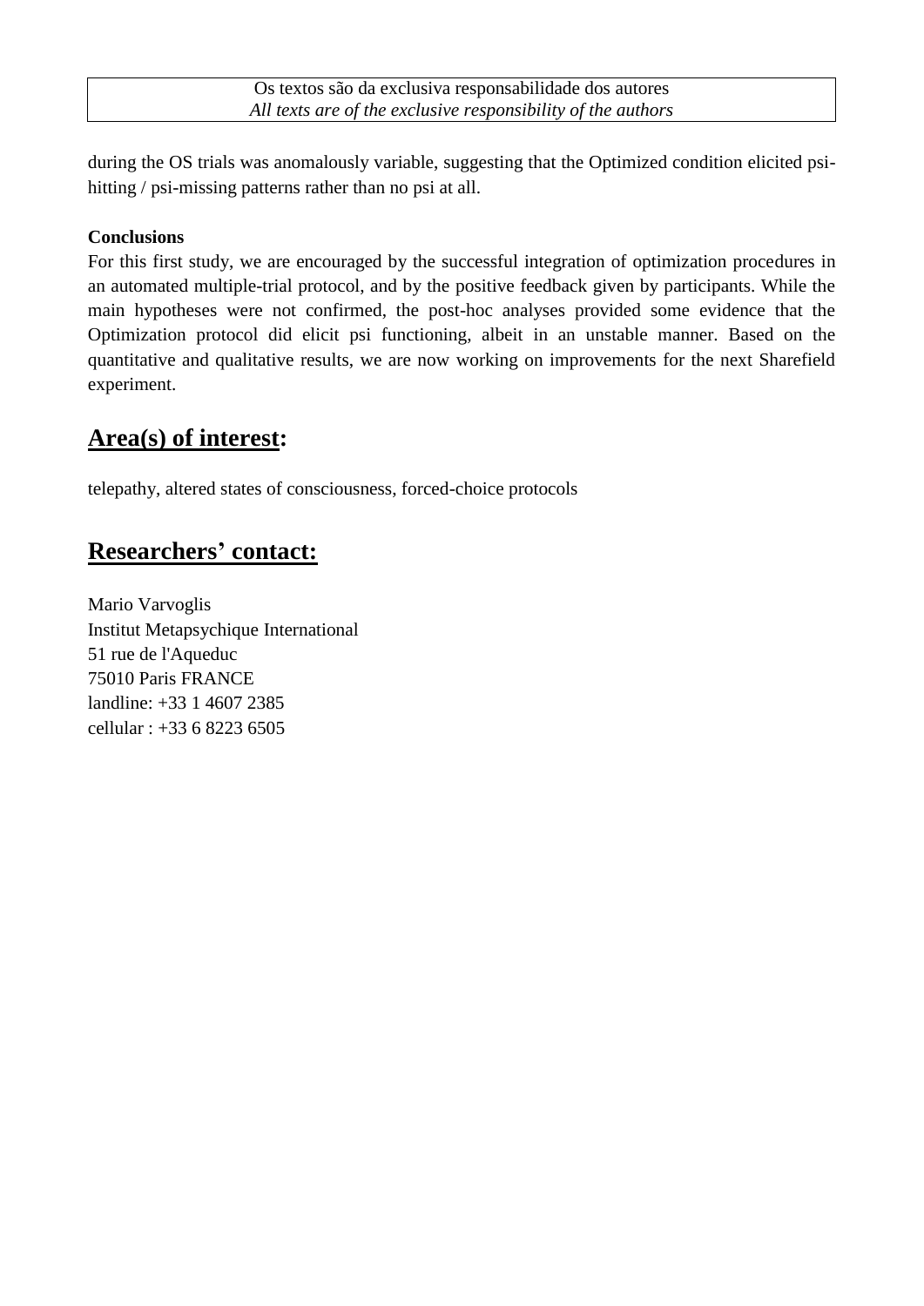Os textos são da exclusiva responsabilidade dos autores
*All texts are of the exclusive responsibility of the authors*

during the OS trials was anomalously variable, suggesting that the Optimized condition elicited psi-hitting / psi-missing patterns rather than no psi at all.

**Conclusions**

For this first study, we are encouraged by the successful integration of optimization procedures in an automated multiple-trial protocol, and by the positive feedback given by participants. While the main hypotheses were not confirmed, the post-hoc analyses provided some evidence that the Optimization protocol did elicit psi functioning, albeit in an unstable manner. Based on the quantitative and qualitative results, we are now working on improvements for the next Sharefield experiment.

## Area(s) of interest:

telepathy, altered states of consciousness, forced-choice protocols

## Researchers' contact:

Mario Varvoglis
Institut Metapsychique International
51 rue de l'Aqueduc
75010 Paris FRANCE
landline: +33 1 4607 2385
cellular : +33 6 8223 6505